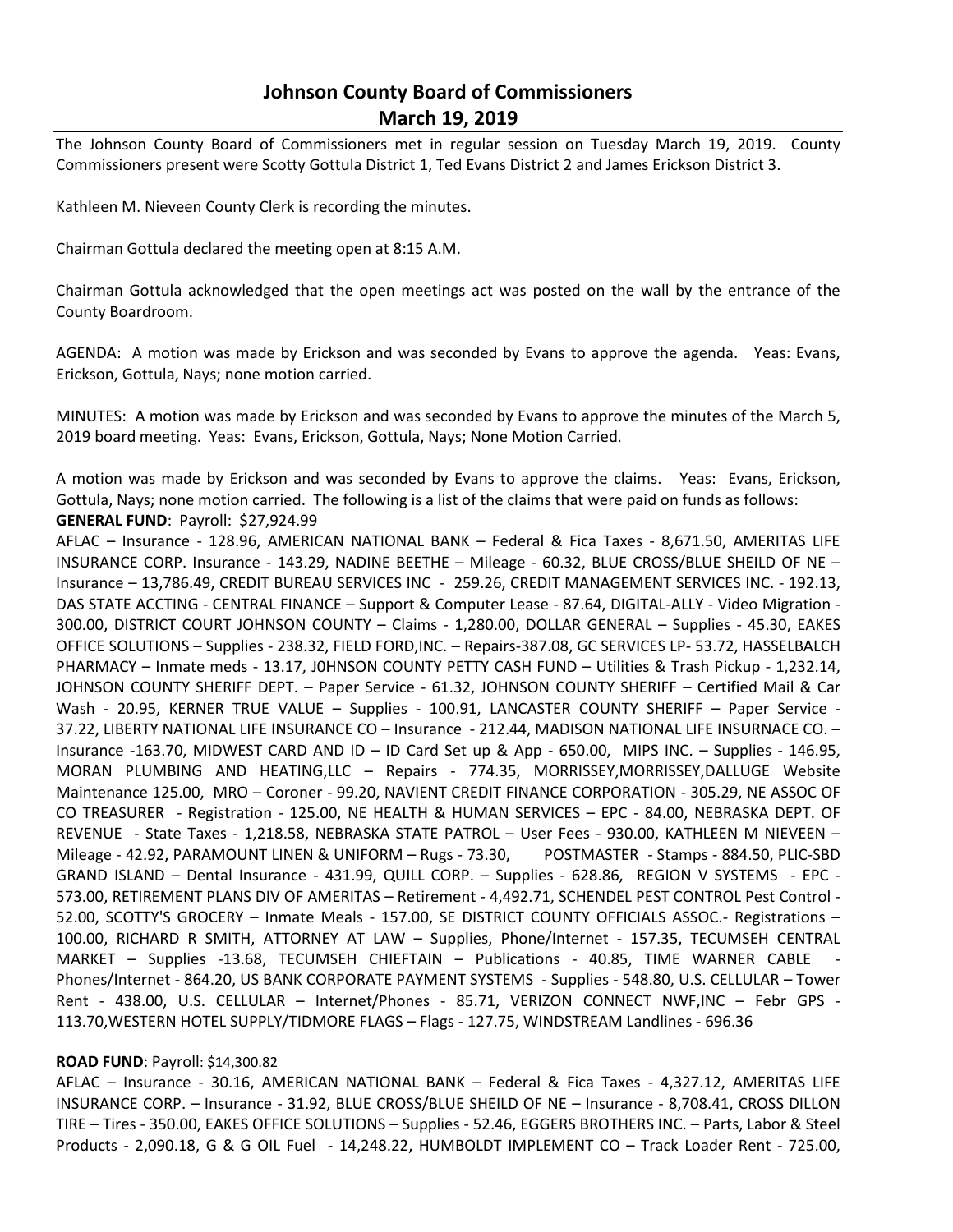# Johnson County Board of Commissioners
## March 19, 2019

The Johnson County Board of Commissioners met in regular session on Tuesday March 19, 2019. County Commissioners present were Scotty Gottula District 1, Ted Evans District 2 and James Erickson District 3.

Kathleen M. Nieveen County Clerk is recording the minutes.

Chairman Gottula declared the meeting open at 8:15 A.M.

Chairman Gottula acknowledged that the open meetings act was posted on the wall by the entrance of the County Boardroom.

AGENDA: A motion was made by Erickson and was seconded by Evans to approve the agenda. Yeas: Evans, Erickson, Gottula, Nays; none motion carried.

MINUTES: A motion was made by Erickson and was seconded by Evans to approve the minutes of the March 5, 2019 board meeting. Yeas: Evans, Erickson, Gottula, Nays; None Motion Carried.

A motion was made by Erickson and was seconded by Evans to approve the claims. Yeas: Evans, Erickson, Gottula, Nays; none motion carried. The following is a list of the claims that were paid on funds as follows:

**GENERAL FUND**: Payroll: $27,924.99

AFLAC – Insurance - 128.96, AMERICAN NATIONAL BANK – Federal & Fica Taxes - 8,671.50, AMERITAS LIFE INSURANCE CORP. Insurance - 143.29, NADINE BEETHE – Mileage - 60.32, BLUE CROSS/BLUE SHEILD OF NE – Insurance – 13,786.49, CREDIT BUREAU SERVICES INC - 259.26, CREDIT MANAGEMENT SERVICES INC. - 192.13, DAS STATE ACCTING - CENTRAL FINANCE – Support & Computer Lease - 87.64, DIGITAL-ALLY - Video Migration - 300.00, DISTRICT COURT JOHNSON COUNTY – Claims - 1,280.00, DOLLAR GENERAL – Supplies - 45.30, EAKES OFFICE SOLUTIONS – Supplies - 238.32, FIELD FORD,INC. – Repairs-387.08, GC SERVICES LP- 53.72, HASSELBALCH PHARMACY – Inmate meds - 13.17, J0HNSON COUNTY PETTY CASH FUND – Utilities & Trash Pickup - 1,232.14, JOHNSON COUNTY SHERIFF DEPT. – Paper Service - 61.32, JOHNSON COUNTY SHERIFF – Certified Mail & Car Wash - 20.95, KERNER TRUE VALUE – Supplies - 100.91, LANCASTER COUNTY SHERIFF – Paper Service - 37.22, LIBERTY NATIONAL LIFE INSURANCE CO – Insurance - 212.44, MADISON NATIONAL LIFE INSURNACE CO. – Insurance -163.70, MIDWEST CARD AND ID – ID Card Set up & App - 650.00, MIPS INC. – Supplies - 146.95, MORAN PLUMBING AND HEATING,LLC – Repairs - 774.35, MORRISSEY,MORRISSEY,DALLUGE Website Maintenance 125.00, MRO – Coroner - 99.20, NAVIENT CREDIT FINANCE CORPORATION - 305.29, NE ASSOC OF CO TREASURER - Registration - 125.00, NE HEALTH & HUMAN SERVICES – EPC - 84.00, NEBRASKA DEPT. OF REVENUE - State Taxes - 1,218.58, NEBRASKA STATE PATROL – User Fees - 930.00, KATHLEEN M NIEVEEN – Mileage - 42.92, PARAMOUNT LINEN & UNIFORM – Rugs - 73.30, POSTMASTER - Stamps - 884.50, PLIC-SBD GRAND ISLAND – Dental Insurance - 431.99, QUILL CORP. – Supplies - 628.86, REGION V SYSTEMS - EPC - 573.00, RETIREMENT PLANS DIV OF AMERITAS – Retirement - 4,492.71, SCHENDEL PEST CONTROL Pest Control - 52.00, SCOTTY'S GROCERY – Inmate Meals - 157.00, SE DISTRICT COUNTY OFFICIALS ASSOC.- Registrations – 100.00, RICHARD R SMITH, ATTORNEY AT LAW – Supplies, Phone/Internet - 157.35, TECUMSEH CENTRAL MARKET – Supplies -13.68, TECUMSEH CHIEFTAIN – Publications - 40.85, TIME WARNER CABLE - Phones/Internet - 864.20, US BANK CORPORATE PAYMENT SYSTEMS - Supplies - 548.80, U.S. CELLULAR – Tower Rent - 438.00, U.S. CELLULAR – Internet/Phones - 85.71, VERIZON CONNECT NWF,INC – Febr GPS - 113.70,WESTERN HOTEL SUPPLY/TIDMORE FLAGS – Flags - 127.75, WINDSTREAM Landlines - 696.36

**ROAD FUND**: Payroll: $14,300.82

AFLAC – Insurance - 30.16, AMERICAN NATIONAL BANK – Federal & Fica Taxes - 4,327.12, AMERITAS LIFE INSURANCE CORP. – Insurance - 31.92, BLUE CROSS/BLUE SHEILD OF NE – Insurance - 8,708.41, CROSS DILLON TIRE – Tires - 350.00, EAKES OFFICE SOLUTIONS – Supplies - 52.46, EGGERS BROTHERS INC. – Parts, Labor & Steel Products - 2,090.18, G & G OIL Fuel - 14,248.22, HUMBOLDT IMPLEMENT CO – Track Loader Rent - 725.00,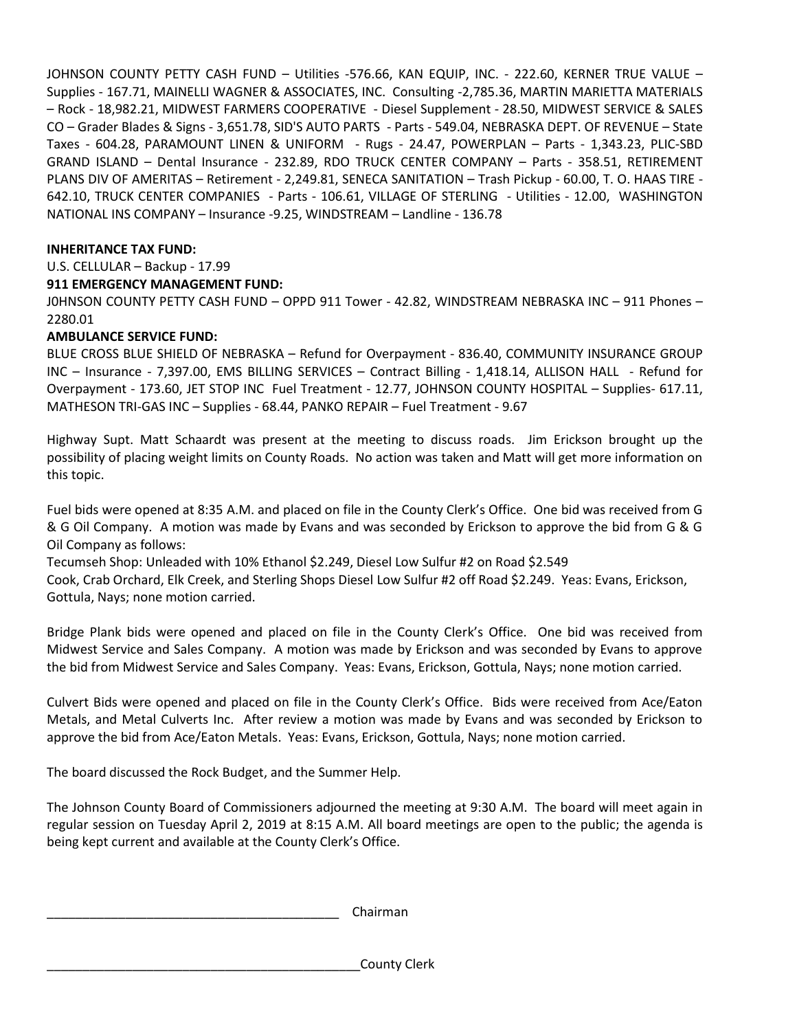JOHNSON COUNTY PETTY CASH FUND – Utilities -576.66, KAN EQUIP, INC. - 222.60, KERNER TRUE VALUE – Supplies - 167.71, MAINELLI WAGNER & ASSOCIATES, INC. Consulting -2,785.36, MARTIN MARIETTA MATERIALS – Rock - 18,982.21, MIDWEST FARMERS COOPERATIVE - Diesel Supplement - 28.50, MIDWEST SERVICE & SALES CO – Grader Blades & Signs - 3,651.78, SID'S AUTO PARTS - Parts - 549.04, NEBRASKA DEPT. OF REVENUE – State Taxes - 604.28, PARAMOUNT LINEN & UNIFORM - Rugs - 24.47, POWERPLAN – Parts - 1,343.23, PLIC-SBD GRAND ISLAND – Dental Insurance - 232.89, RDO TRUCK CENTER COMPANY – Parts - 358.51, RETIREMENT PLANS DIV OF AMERITAS – Retirement - 2,249.81, SENECA SANITATION – Trash Pickup - 60.00, T. O. HAAS TIRE - 642.10, TRUCK CENTER COMPANIES - Parts - 106.61, VILLAGE OF STERLING - Utilities - 12.00, WASHINGTON NATIONAL INS COMPANY – Insurance -9.25, WINDSTREAM – Landline - 136.78

**INHERITANCE TAX FUND:**
U.S. CELLULAR – Backup - 17.99
**911 EMERGENCY MANAGEMENT FUND:**
J0HNSON COUNTY PETTY CASH FUND – OPPD 911 Tower - 42.82, WINDSTREAM NEBRASKA INC – 911 Phones – 2280.01
**AMBULANCE SERVICE FUND:**
BLUE CROSS BLUE SHIELD OF NEBRASKA – Refund for Overpayment - 836.40, COMMUNITY INSURANCE GROUP INC – Insurance - 7,397.00, EMS BILLING SERVICES – Contract Billing - 1,418.14, ALLISON HALL - Refund for Overpayment - 173.60, JET STOP INC Fuel Treatment - 12.77, JOHNSON COUNTY HOSPITAL – Supplies- 617.11, MATHESON TRI-GAS INC – Supplies - 68.44, PANKO REPAIR – Fuel Treatment - 9.67

Highway Supt. Matt Schaardt was present at the meeting to discuss roads. Jim Erickson brought up the possibility of placing weight limits on County Roads. No action was taken and Matt will get more information on this topic.

Fuel bids were opened at 8:35 A.M. and placed on file in the County Clerk's Office. One bid was received from G & G Oil Company. A motion was made by Evans and was seconded by Erickson to approve the bid from G & G Oil Company as follows:
Tecumseh Shop: Unleaded with 10% Ethanol $2.249, Diesel Low Sulfur #2 on Road $2.549
Cook, Crab Orchard, Elk Creek, and Sterling Shops Diesel Low Sulfur #2 off Road $2.249. Yeas: Evans, Erickson, Gottula, Nays; none motion carried.

Bridge Plank bids were opened and placed on file in the County Clerk's Office. One bid was received from Midwest Service and Sales Company. A motion was made by Erickson and was seconded by Evans to approve the bid from Midwest Service and Sales Company. Yeas: Evans, Erickson, Gottula, Nays; none motion carried.

Culvert Bids were opened and placed on file in the County Clerk's Office. Bids were received from Ace/Eaton Metals, and Metal Culverts Inc. After review a motion was made by Evans and was seconded by Erickson to approve the bid from Ace/Eaton Metals. Yeas: Evans, Erickson, Gottula, Nays; none motion carried.

The board discussed the Rock Budget, and the Summer Help.

The Johnson County Board of Commissioners adjourned the meeting at 9:30 A.M. The board will meet again in regular session on Tuesday April 2, 2019 at 8:15 A.M. All board meetings are open to the public; the agenda is being kept current and available at the County Clerk's Office.

__________________________________________ Chairman

____________________________________________County Clerk